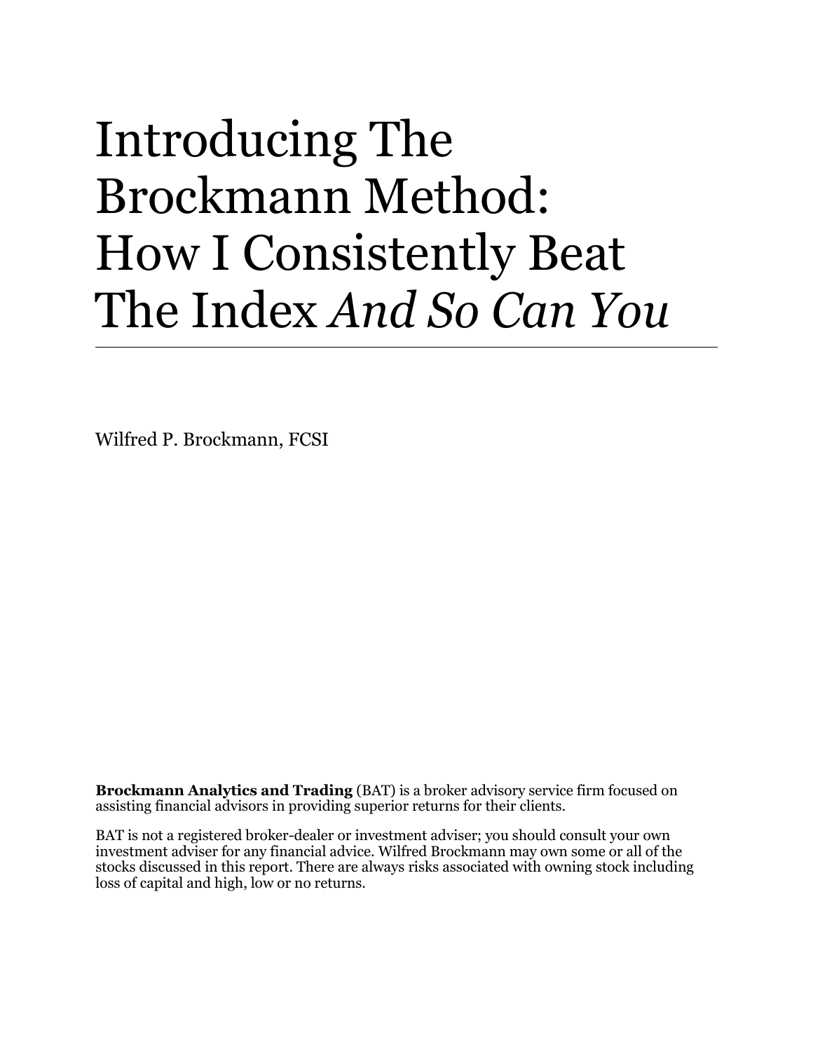# Introducing The Brockmann Method: How I Consistently Beat The Index *And So Can You*

---

Wilfred P. Brockmann, FCSI

**Brockmann Analytics and Trading** (BAT) is a broker advisory service firm focused on assisting financial advisors in providing superior returns for their clients.

BAT is not a registered broker-dealer or investment adviser; you should consult your own investment adviser for any financial advice. Wilfred Brockmann may own some or all of the stocks discussed in this report. There are always risks associated with owning stock including loss of capital and high, low or no returns.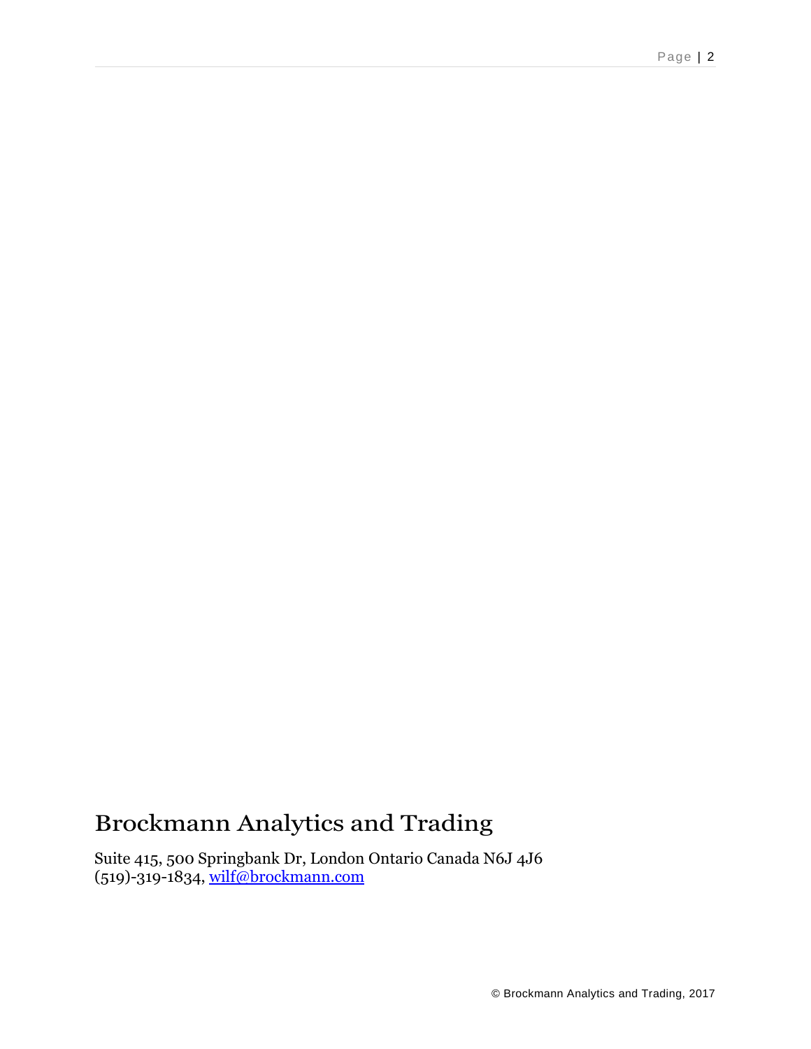# Brockmann Analytics and Trading

Suite 415, 500 Springbank Dr, London Ontario Canada N6J 4J6
(519)-319-1834, [wilf@brockmann.com](mailto:wilf@brockmann.com)

© Brockmann Analytics and Trading, 2017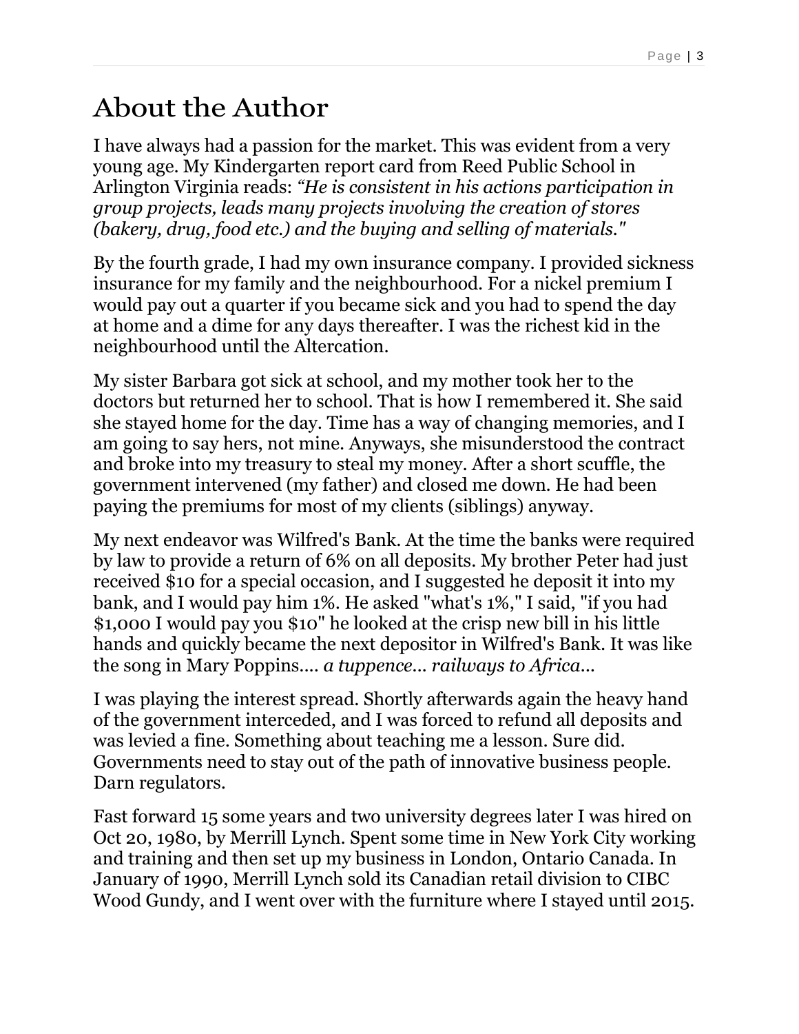# About the Author

I have always had a passion for the market. This was evident from a very young age. My Kindergarten report card from Reed Public School in Arlington Virginia reads: *"He is consistent in his actions participation in group projects, leads many projects involving the creation of stores (bakery, drug, food etc.) and the buying and selling of materials."*

By the fourth grade, I had my own insurance company. I provided sickness insurance for my family and the neighbourhood. For a nickel premium I would pay out a quarter if you became sick and you had to spend the day at home and a dime for any days thereafter. I was the richest kid in the neighbourhood until the Altercation.

My sister Barbara got sick at school, and my mother took her to the doctors but returned her to school. That is how I remembered it. She said she stayed home for the day. Time has a way of changing memories, and I am going to say hers, not mine. Anyways, she misunderstood the contract and broke into my treasury to steal my money. After a short scuffle, the government intervened (my father) and closed me down. He had been paying the premiums for most of my clients (siblings) anyway.

My next endeavor was Wilfred's Bank. At the time the banks were required by law to provide a return of 6% on all deposits. My brother Peter had just received $10 for a special occasion, and I suggested he deposit it into my bank, and I would pay him 1%. He asked "what's 1%," I said, "if you had $1,000 I would pay you $10" he looked at the crisp new bill in his little hands and quickly became the next depositor in Wilfred's Bank. It was like the song in Mary Poppins.... *a tuppence... railways to Africa...*

I was playing the interest spread. Shortly afterwards again the heavy hand of the government interceded, and I was forced to refund all deposits and was levied a fine. Something about teaching me a lesson. Sure did. Governments need to stay out of the path of innovative business people. Darn regulators.

Fast forward 15 some years and two university degrees later I was hired on Oct 20, 1980, by Merrill Lynch. Spent some time in New York City working and training and then set up my business in London, Ontario Canada. In January of 1990, Merrill Lynch sold its Canadian retail division to CIBC Wood Gundy, and I went over with the furniture where I stayed until 2015.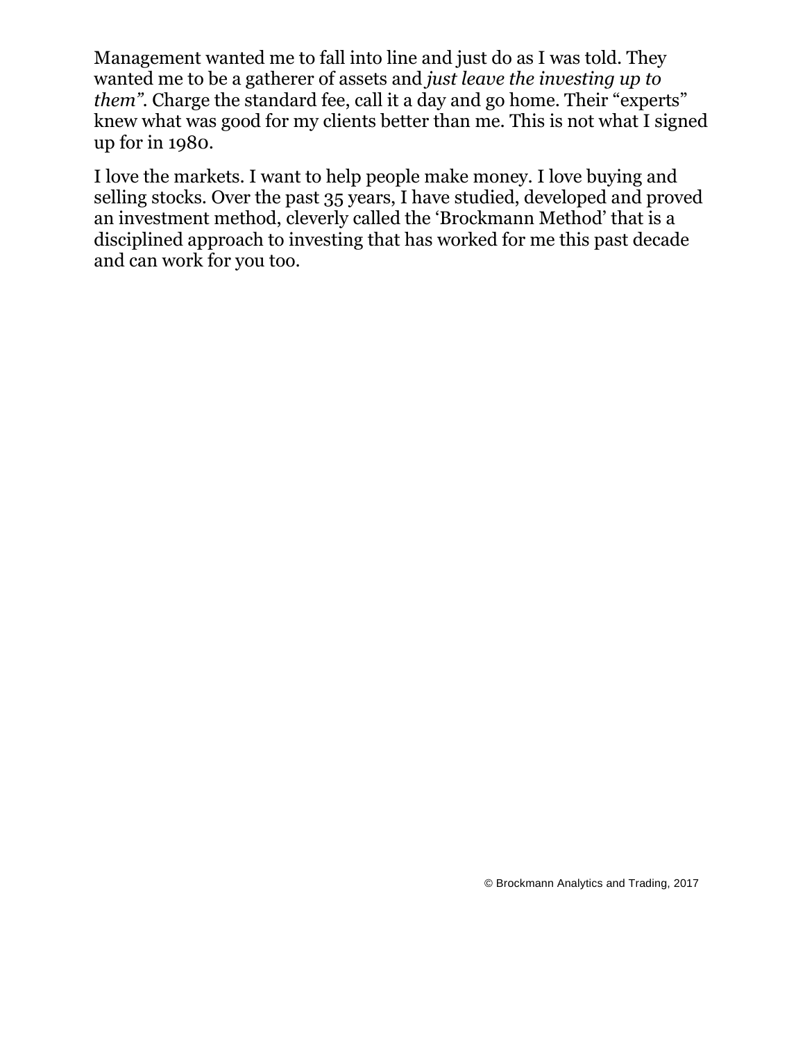Management wanted me to fall into line and just do as I was told. They wanted me to be a gatherer of assets and *just leave the investing up to them"*. Charge the standard fee, call it a day and go home. Their "experts" knew what was good for my clients better than me. This is not what I signed up for in 1980.

I love the markets. I want to help people make money. I love buying and selling stocks. Over the past 35 years, I have studied, developed and proved an investment method, cleverly called the 'Brockmann Method' that is a disciplined approach to investing that has worked for me this past decade and can work for you too.

© Brockmann Analytics and Trading, 2017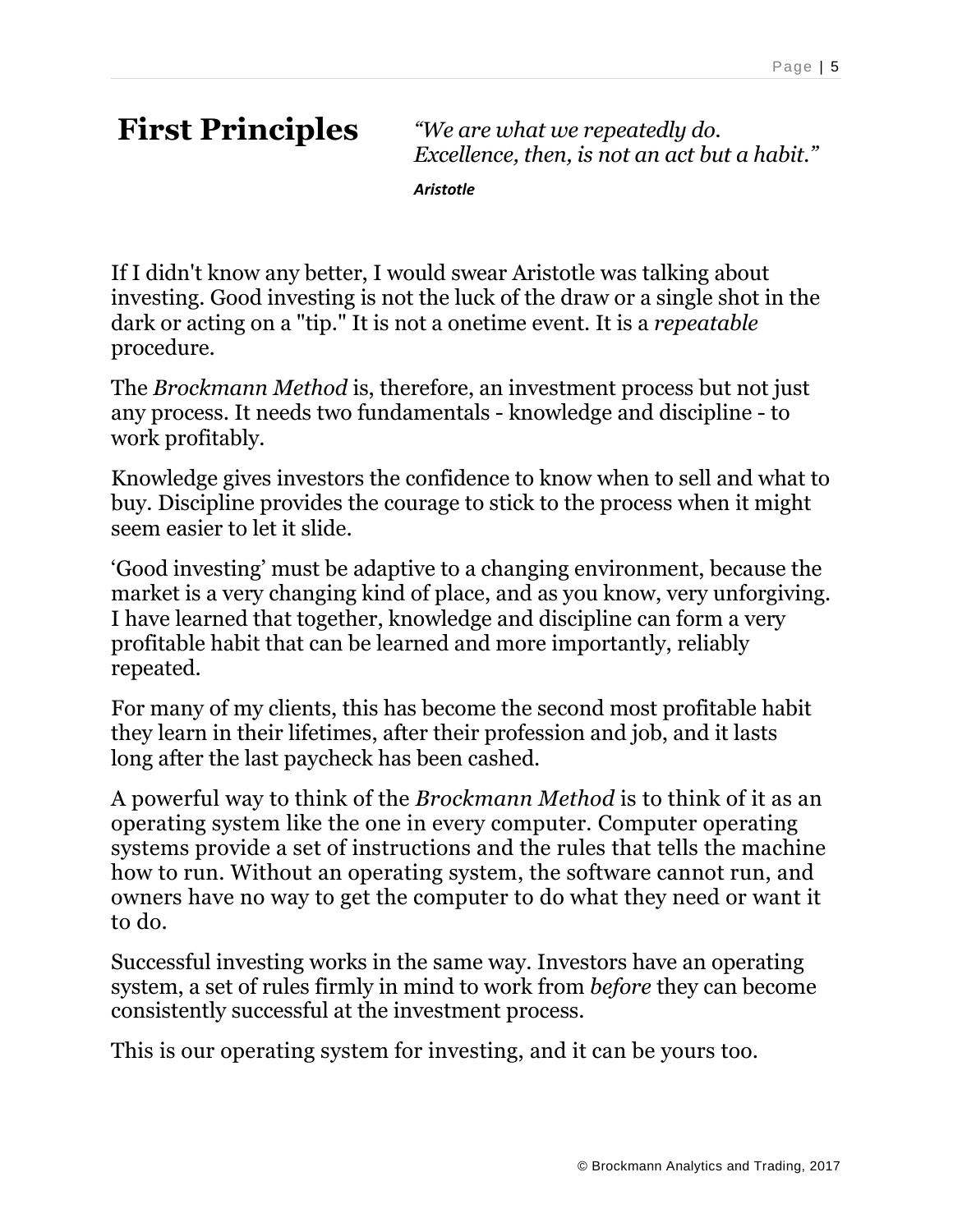# First Principles

*"We are what we repeatedly do. Excellence, then, is not an act but a habit."*

***Aristotle***

If I didn't know any better, I would swear Aristotle was talking about investing. Good investing is not the luck of the draw or a single shot in the dark or acting on a "tip." It is not a onetime event. It is a *repeatable* procedure.

The *Brockmann Method* is, therefore, an investment process but not just any process. It needs two fundamentals - knowledge and discipline - to work profitably.

Knowledge gives investors the confidence to know when to sell and what to buy. Discipline provides the courage to stick to the process when it might seem easier to let it slide.

'Good investing' must be adaptive to a changing environment, because the market is a very changing kind of place, and as you know, very unforgiving. I have learned that together, knowledge and discipline can form a very profitable habit that can be learned and more importantly, reliably repeated.

For many of my clients, this has become the second most profitable habit they learn in their lifetimes, after their profession and job, and it lasts long after the last paycheck has been cashed.

A powerful way to think of the *Brockmann Method* is to think of it as an operating system like the one in every computer. Computer operating systems provide a set of instructions and the rules that tells the machine how to run. Without an operating system, the software cannot run, and owners have no way to get the computer to do what they need or want it to do.

Successful investing works in the same way. Investors have an operating system, a set of rules firmly in mind to work from *before* they can become consistently successful at the investment process.

This is our operating system for investing, and it can be yours too.

© Brockmann Analytics and Trading, 2017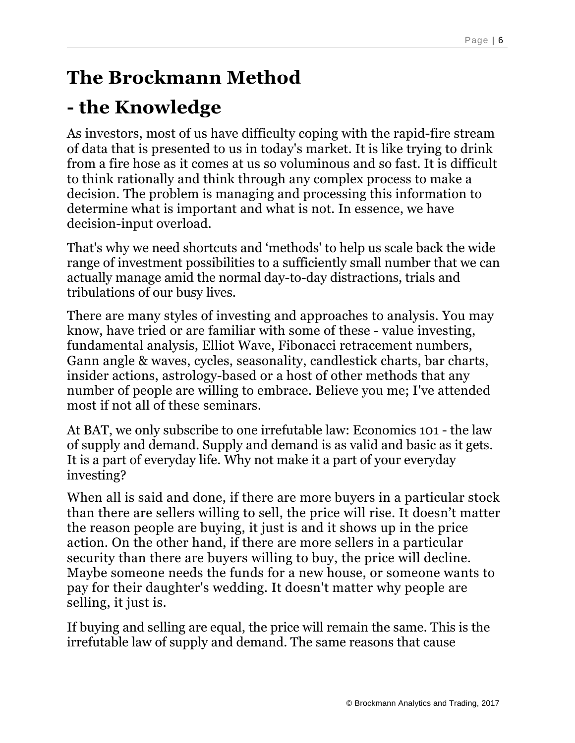# The Brockmann Method

# - the Knowledge

As investors, most of us have difficulty coping with the rapid-fire stream of data that is presented to us in today's market. It is like trying to drink from a fire hose as it comes at us so voluminous and so fast. It is difficult to think rationally and think through any complex process to make a decision. The problem is managing and processing this information to determine what is important and what is not. In essence, we have decision-input overload.

That's why we need shortcuts and 'methods' to help us scale back the wide range of investment possibilities to a sufficiently small number that we can actually manage amid the normal day-to-day distractions, trials and tribulations of our busy lives.

There are many styles of investing and approaches to analysis. You may know, have tried or are familiar with some of these - value investing, fundamental analysis, Elliot Wave, Fibonacci retracement numbers, Gann angle & waves, cycles, seasonality, candlestick charts, bar charts, insider actions, astrology-based or a host of other methods that any number of people are willing to embrace. Believe you me; I've attended most if not all of these seminars.

At BAT, we only subscribe to one irrefutable law: Economics 101 - the law of supply and demand. Supply and demand is as valid and basic as it gets. It is a part of everyday life. Why not make it a part of your everyday investing?

When all is said and done, if there are more buyers in a particular stock than there are sellers willing to sell, the price will rise. It doesn't matter the reason people are buying, it just is and it shows up in the price action. On the other hand, if there are more sellers in a particular security than there are buyers willing to buy, the price will decline. Maybe someone needs the funds for a new house, or someone wants to pay for their daughter's wedding. It doesn't matter why people are selling, it just is.

If buying and selling are equal, the price will remain the same. This is the irrefutable law of supply and demand. The same reasons that cause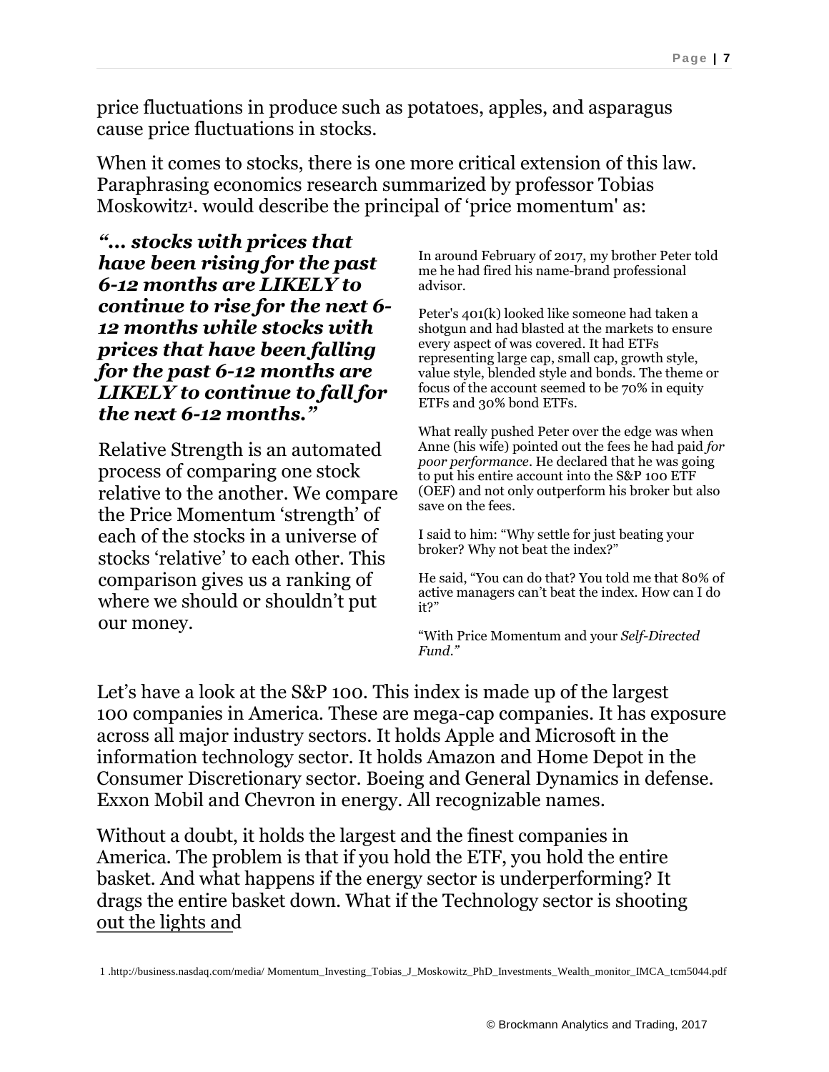price fluctuations in produce such as potatoes, apples, and asparagus cause price fluctuations in stocks.

When it comes to stocks, there is one more critical extension of this law. Paraphrasing economics research summarized by professor Tobias Moskowitz[1]. would describe the principal of 'price momentum' as:

***"… stocks with prices that have been rising for the past 6-12 months are LIKELY to continue to rise for the next 6-12 months while stocks with prices that have been falling for the past 6-12 months are LIKELY to continue to fall for the next 6-12 months."***

Relative Strength is an automated process of comparing one stock relative to the another. We compare the Price Momentum 'strength' of each of the stocks in a universe of stocks 'relative' to each other. This comparison gives us a ranking of where we should or shouldn't put our money.

In around February of 2017, my brother Peter told me he had fired his name-brand professional advisor.

Peter's 401(k) looked like someone had taken a shotgun and had blasted at the markets to ensure every aspect of was covered. It had ETFs representing large cap, small cap, growth style, value style, blended style and bonds. The theme or focus of the account seemed to be 70% in equity ETFs and 30% bond ETFs.

What really pushed Peter over the edge was when Anne (his wife) pointed out the fees he had paid *for poor performance*. He declared that he was going to put his entire account into the S&P 100 ETF (OEF) and not only outperform his broker but also save on the fees.

I said to him: "Why settle for just beating your broker? Why not beat the index?"

He said, "You can do that? You told me that 80% of active managers can't beat the index. How can I do it?"

"With Price Momentum and your *Self-Directed Fund."*

Let's have a look at the S&P 100. This index is made up of the largest 100 companies in America. These are mega-cap companies. It has exposure across all major industry sectors. It holds Apple and Microsoft in the information technology sector. It holds Amazon and Home Depot in the Consumer Discretionary sector. Boeing and General Dynamics in defense. Exxon Mobil and Chevron in energy. All recognizable names.

Without a doubt, it holds the largest and the finest companies in America. The problem is that if you hold the ETF, you hold the entire basket. And what happens if the energy sector is underperforming? It drags the entire basket down. What if the Technology sector is shooting out the lights and

1 .http://business.nasdaq.com/media/ Momentum_Investing_Tobias_J_Moskowitz_PhD_Investments_Wealth_monitor_IMCA_tcm5044.pdf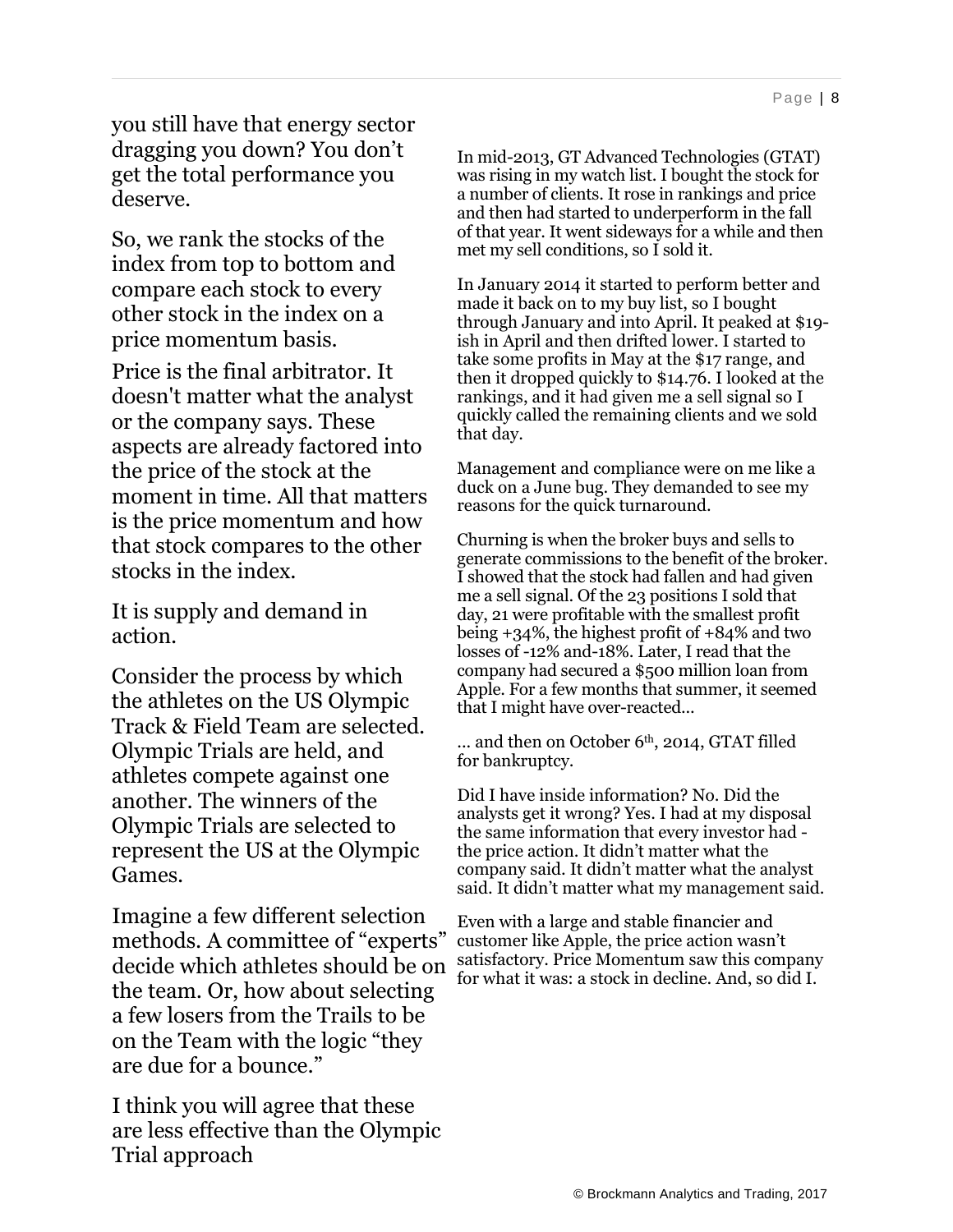you still have that energy sector dragging you down? You don't get the total performance you deserve.

So, we rank the stocks of the index from top to bottom and compare each stock to every other stock in the index on a price momentum basis.

Price is the final arbitrator. It doesn't matter what the analyst or the company says. These aspects are already factored into the price of the stock at the moment in time. All that matters is the price momentum and how that stock compares to the other stocks in the index.

It is supply and demand in action.

Consider the process by which the athletes on the US Olympic Track & Field Team are selected. Olympic Trials are held, and athletes compete against one another. The winners of the Olympic Trials are selected to represent the US at the Olympic Games.

Imagine a few different selection methods. A committee of "experts" decide which athletes should be on the team. Or, how about selecting a few losers from the Trails to be on the Team with the logic "they are due for a bounce."

I think you will agree that these are less effective than the Olympic Trial approach

In mid-2013, GT Advanced Technologies (GTAT) was rising in my watch list. I bought the stock for a number of clients. It rose in rankings and price and then had started to underperform in the fall of that year. It went sideways for a while and then met my sell conditions, so I sold it.

In January 2014 it started to perform better and made it back on to my buy list, so I bought through January and into April. It peaked at $19-ish in April and then drifted lower. I started to take some profits in May at the $17 range, and then it dropped quickly to $14.76. I looked at the rankings, and it had given me a sell signal so I quickly called the remaining clients and we sold that day.

Management and compliance were on me like a duck on a June bug. They demanded to see my reasons for the quick turnaround.

Churning is when the broker buys and sells to generate commissions to the benefit of the broker. I showed that the stock had fallen and had given me a sell signal. Of the 23 positions I sold that day, 21 were profitable with the smallest profit being +34%, the highest profit of +84% and two losses of -12% and-18%. Later, I read that the company had secured a $500 million loan from Apple. For a few months that summer, it seemed that I might have over-reacted…

… and then on October 6th, 2014, GTAT filled for bankruptcy.

Did I have inside information? No. Did the analysts get it wrong? Yes. I had at my disposal the same information that every investor had - the price action. It didn't matter what the company said. It didn't matter what the analyst said. It didn't matter what my management said.

Even with a large and stable financier and customer like Apple, the price action wasn't satisfactory. Price Momentum saw this company for what it was: a stock in decline. And, so did I.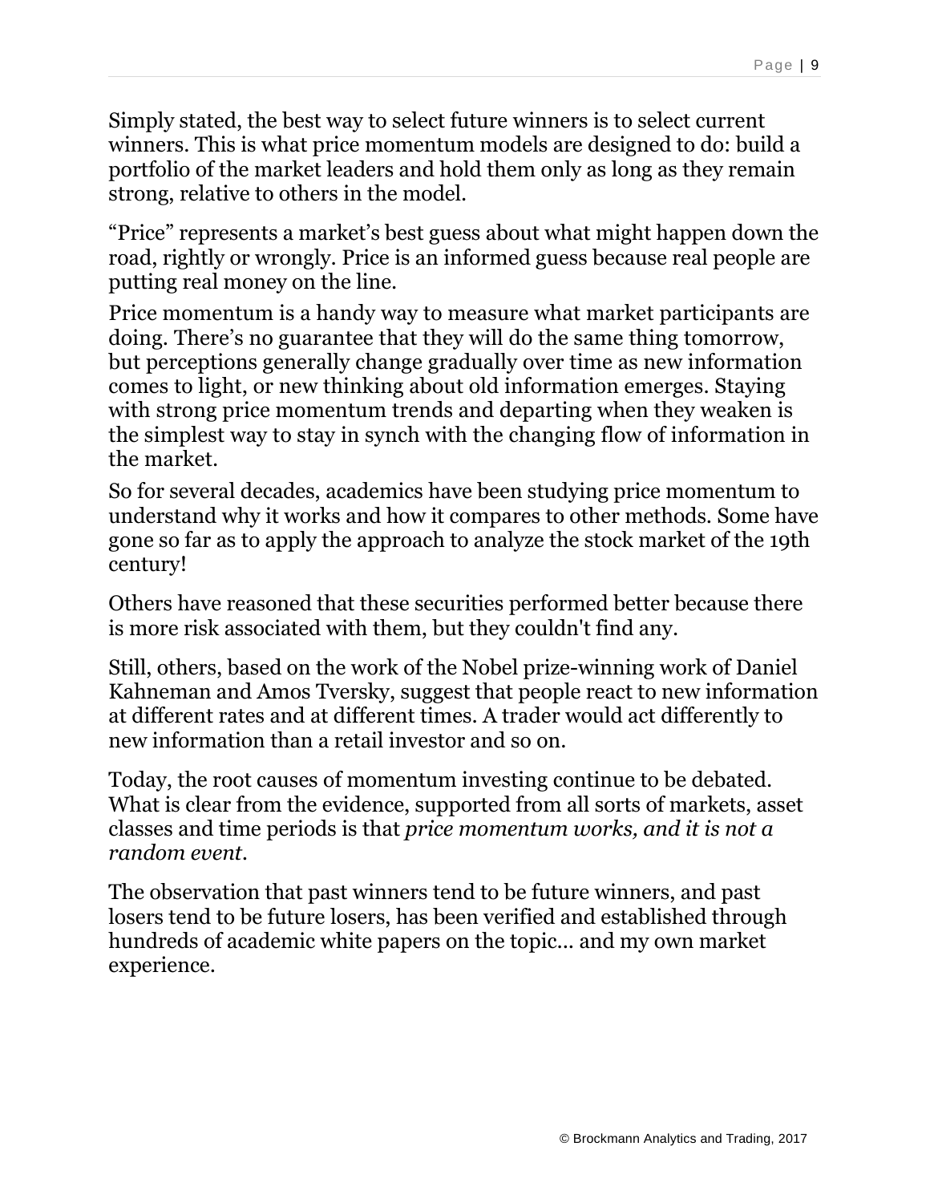Simply stated, the best way to select future winners is to select current winners. This is what price momentum models are designed to do: build a portfolio of the market leaders and hold them only as long as they remain strong, relative to others in the model.

"Price" represents a market's best guess about what might happen down the road, rightly or wrongly. Price is an informed guess because real people are putting real money on the line.

Price momentum is a handy way to measure what market participants are doing. There's no guarantee that they will do the same thing tomorrow, but perceptions generally change gradually over time as new information comes to light, or new thinking about old information emerges. Staying with strong price momentum trends and departing when they weaken is the simplest way to stay in synch with the changing flow of information in the market.

So for several decades, academics have been studying price momentum to understand why it works and how it compares to other methods. Some have gone so far as to apply the approach to analyze the stock market of the 19th century!

Others have reasoned that these securities performed better because there is more risk associated with them, but they couldn't find any.

Still, others, based on the work of the Nobel prize-winning work of Daniel Kahneman and Amos Tversky, suggest that people react to new information at different rates and at different times. A trader would act differently to new information than a retail investor and so on.

Today, the root causes of momentum investing continue to be debated. What is clear from the evidence, supported from all sorts of markets, asset classes and time periods is that *price momentum works, and it is not a random event*.

The observation that past winners tend to be future winners, and past losers tend to be future losers, has been verified and established through hundreds of academic white papers on the topic... and my own market experience.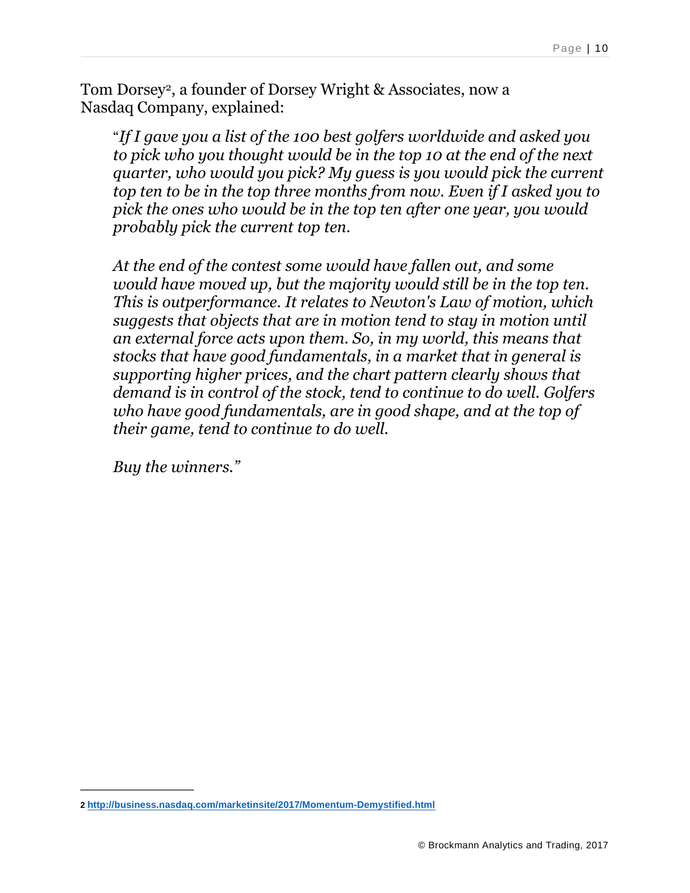Tom Dorsey[2], a founder of Dorsey Wright & Associates, now a Nasdaq Company, explained:

> "*If I gave you a list of the 100 best golfers worldwide and asked you to pick who you thought would be in the top 10 at the end of the next quarter, who would you pick? My guess is you would pick the current top ten to be in the top three months from now. Even if I asked you to pick the ones who would be in the top ten after one year, you would probably pick the current top ten.*
>
> *At the end of the contest some would have fallen out, and some would have moved up, but the majority would still be in the top ten. This is outperformance. It relates to Newton's Law of motion, which suggests that objects that are in motion tend to stay in motion until an external force acts upon them. So, in my world, this means that stocks that have good fundamentals, in a market that in general is supporting higher prices, and the chart pattern clearly shows that demand is in control of the stock, tend to continue to do well. Golfers who have good fundamentals, are in good shape, and at the top of their game, tend to continue to do well.*
>
> *Buy the winners."*

---

[2] http://business.nasdaq.com/marketinsite/2017/Momentum-Demystified.html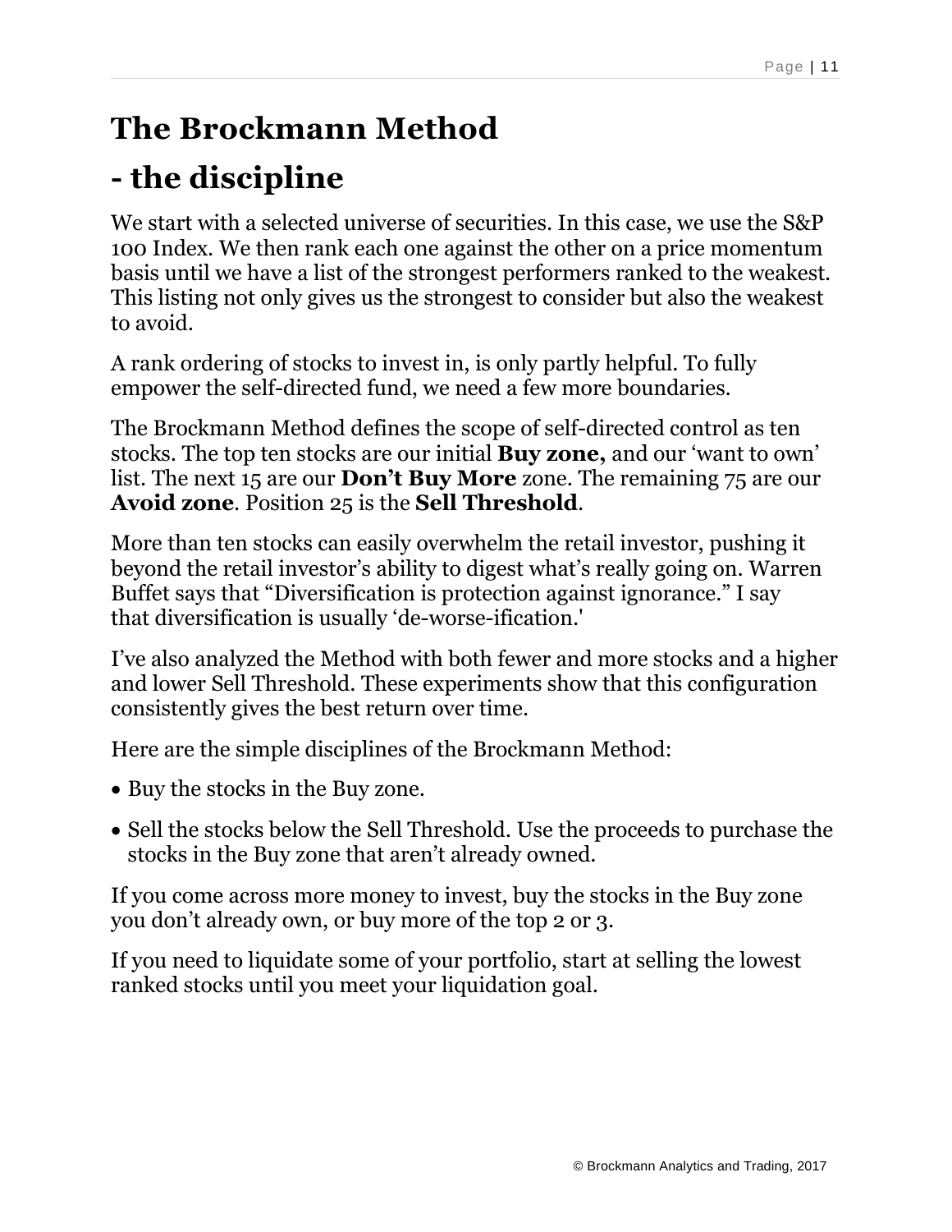# The Brockmann Method

# - the discipline

We start with a selected universe of securities. In this case, we use the S&P 100 Index. We then rank each one against the other on a price momentum basis until we have a list of the strongest performers ranked to the weakest. This listing not only gives us the strongest to consider but also the weakest to avoid.

A rank ordering of stocks to invest in, is only partly helpful. To fully empower the self-directed fund, we need a few more boundaries.

The Brockmann Method defines the scope of self-directed control as ten stocks. The top ten stocks are our initial **Buy zone,** and our 'want to own' list. The next 15 are our **Don't Buy More** zone. The remaining 75 are our **Avoid zone**. Position 25 is the **Sell Threshold**.

More than ten stocks can easily overwhelm the retail investor, pushing it beyond the retail investor's ability to digest what's really going on. Warren Buffet says that "Diversification is protection against ignorance." I say that diversification is usually 'de-worse-ification.'

I've also analyzed the Method with both fewer and more stocks and a higher and lower Sell Threshold. These experiments show that this configuration consistently gives the best return over time.

Here are the simple disciplines of the Brockmann Method:

- Buy the stocks in the Buy zone.
- Sell the stocks below the Sell Threshold. Use the proceeds to purchase the stocks in the Buy zone that aren't already owned.

If you come across more money to invest, buy the stocks in the Buy zone you don't already own, or buy more of the top 2 or 3.

If you need to liquidate some of your portfolio, start at selling the lowest ranked stocks until you meet your liquidation goal.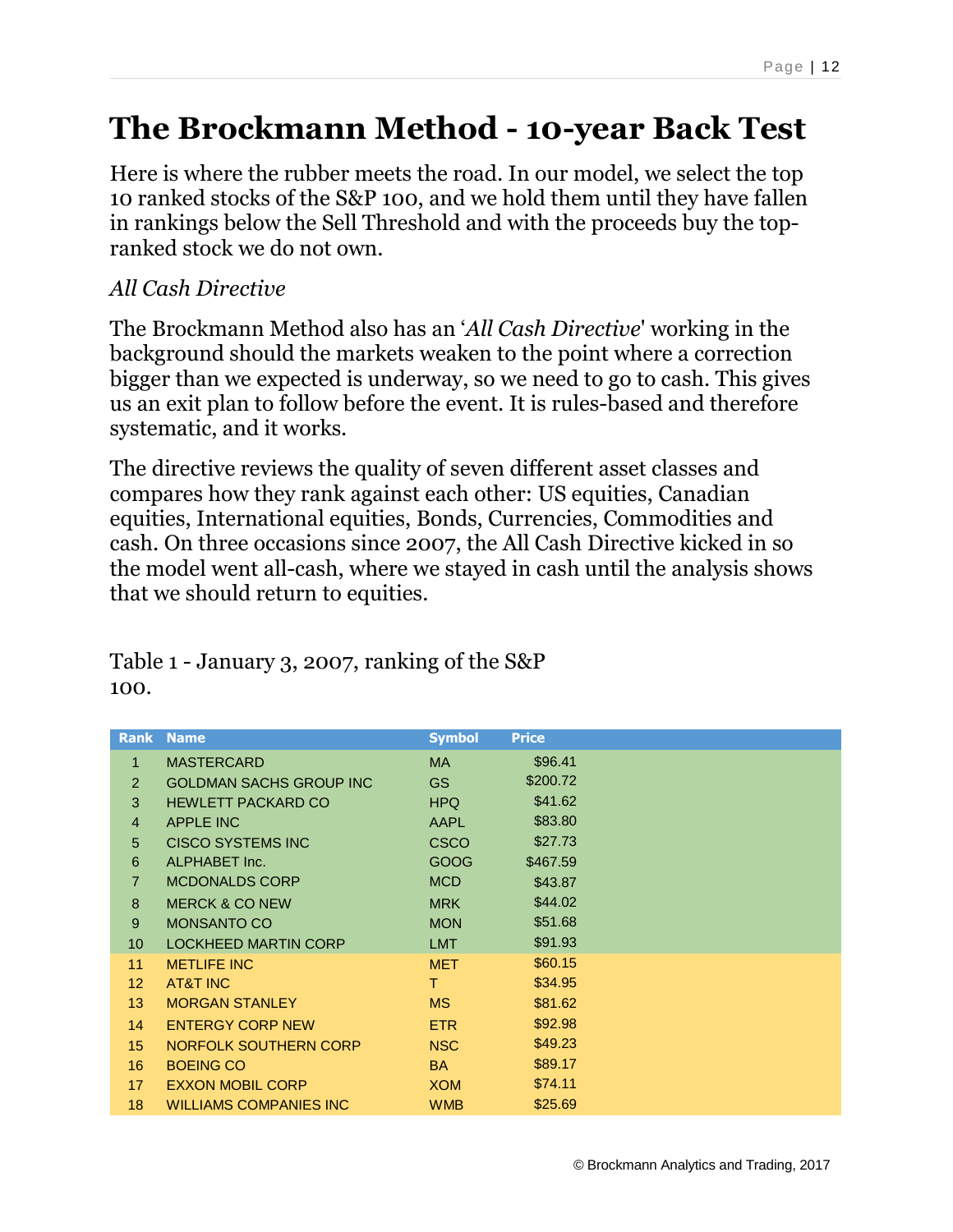# The Brockmann Method - 10-year Back Test

Here is where the rubber meets the road. In our model, we select the top 10 ranked stocks of the S&P 100, and we hold them until they have fallen in rankings below the Sell Threshold and with the proceeds buy the top-ranked stock we do not own.

*All Cash Directive*

The Brockmann Method also has an '*All Cash Directive*' working in the background should the markets weaken to the point where a correction bigger than we expected is underway, so we need to go to cash. This gives us an exit plan to follow before the event. It is rules-based and therefore systematic, and it works.

The directive reviews the quality of seven different asset classes and compares how they rank against each other: US equities, Canadian equities, International equities, Bonds, Currencies, Commodities and cash. On three occasions since 2007, the All Cash Directive kicked in so the model went all-cash, where we stayed in cash until the analysis shows that we should return to equities.

Table 1 - January 3, 2007, ranking of the S&P 100.

| Rank | Name | Symbol | Price |
|---|---|---|---|
| 1 | MASTERCARD | MA | $96.41 |
| 2 | GOLDMAN SACHS GROUP INC | GS | $200.72 |
| 3 | HEWLETT PACKARD CO | HPQ | $41.62 |
| 4 | APPLE INC | AAPL | $83.80 |
| 5 | CISCO SYSTEMS INC | CSCO | $27.73 |
| 6 | ALPHABET Inc. | GOOG | $467.59 |
| 7 | MCDONALDS CORP | MCD | $43.87 |
| 8 | MERCK & CO NEW | MRK | $44.02 |
| 9 | MONSANTO CO | MON | $51.68 |
| 10 | LOCKHEED MARTIN CORP | LMT | $91.93 |
| 11 | METLIFE INC | MET | $60.15 |
| 12 | AT&T INC | T | $34.95 |
| 13 | MORGAN STANLEY | MS | $81.62 |
| 14 | ENTERGY CORP NEW | ETR | $92.98 |
| 15 | NORFOLK SOUTHERN CORP | NSC | $49.23 |
| 16 | BOEING CO | BA | $89.17 |
| 17 | EXXON MOBIL CORP | XOM | $74.11 |
| 18 | WILLIAMS COMPANIES INC | WMB | $25.69 |

© Brockmann Analytics and Trading, 2017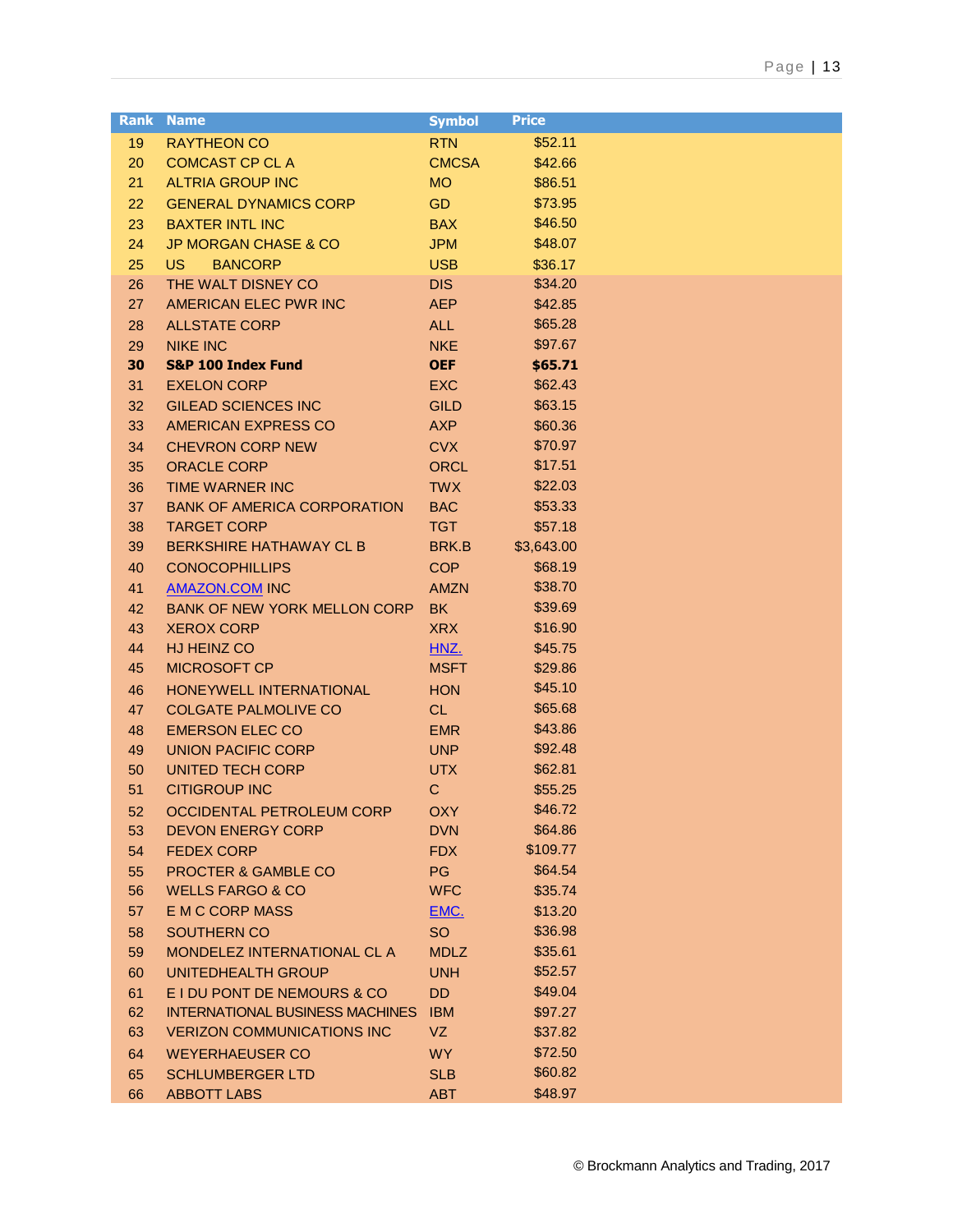| Rank | Name | Symbol | Price |
|---|---|---|---|
| 19 | RAYTHEON CO | RTN | $52.11 |
| 20 | COMCAST CP CL A | CMCSA | $42.66 |
| 21 | ALTRIA GROUP INC | MO | $86.51 |
| 22 | GENERAL DYNAMICS CORP | GD | $73.95 |
| 23 | BAXTER INTL INC | BAX | $46.50 |
| 24 | JP MORGAN CHASE & CO | JPM | $48.07 |
| 25 | US BANCORP | USB | $36.17 |
| 26 | THE WALT DISNEY CO | DIS | $34.20 |
| 27 | AMERICAN ELEC PWR INC | AEP | $42.85 |
| 28 | ALLSTATE CORP | ALL | $65.28 |
| 29 | NIKE INC | NKE | $97.67 |
| **30** | **S&P 100 Index Fund** | **OEF** | **$65.71** |
| 31 | EXELON CORP | EXC | $62.43 |
| 32 | GILEAD SCIENCES INC | GILD | $63.15 |
| 33 | AMERICAN EXPRESS CO | AXP | $60.36 |
| 34 | CHEVRON CORP NEW | CVX | $70.97 |
| 35 | ORACLE CORP | ORCL | $17.51 |
| 36 | TIME WARNER INC | TWX | $22.03 |
| 37 | BANK OF AMERICA CORPORATION | BAC | $53.33 |
| 38 | TARGET CORP | TGT | $57.18 |
| 39 | BERKSHIRE HATHAWAY CL B | BRK.B | $3,643.00 |
| 40 | CONOCOPHILLIPS | COP | $68.19 |
| 41 | AMAZON.COM INC | AMZN | $38.70 |
| 42 | BANK OF NEW YORK MELLON CORP | BK | $39.69 |
| 43 | XEROX CORP | XRX | $16.90 |
| 44 | HJ HEINZ CO | HNZ. | $45.75 |
| 45 | MICROSOFT CP | MSFT | $29.86 |
| 46 | HONEYWELL INTERNATIONAL | HON | $45.10 |
| 47 | COLGATE PALMOLIVE CO | CL | $65.68 |
| 48 | EMERSON ELEC CO | EMR | $43.86 |
| 49 | UNION PACIFIC CORP | UNP | $92.48 |
| 50 | UNITED TECH CORP | UTX | $62.81 |
| 51 | CITIGROUP INC | C | $55.25 |
| 52 | OCCIDENTAL PETROLEUM CORP | OXY | $46.72 |
| 53 | DEVON ENERGY CORP | DVN | $64.86 |
| 54 | FEDEX CORP | FDX | $109.77 |
| 55 | PROCTER & GAMBLE CO | PG | $64.54 |
| 56 | WELLS FARGO & CO | WFC | $35.74 |
| 57 | E M C CORP MASS | EMC. | $13.20 |
| 58 | SOUTHERN CO | SO | $36.98 |
| 59 | MONDELEZ INTERNATIONAL CL A | MDLZ | $35.61 |
| 60 | UNITEDHEALTH GROUP | UNH | $52.57 |
| 61 | E I DU PONT DE NEMOURS & CO | DD | $49.04 |
| 62 | INTERNATIONAL BUSINESS MACHINES | IBM | $97.27 |
| 63 | VERIZON COMMUNICATIONS INC | VZ | $37.82 |
| 64 | WEYERHAEUSER CO | WY | $72.50 |
| 65 | SCHLUMBERGER LTD | SLB | $60.82 |
| 66 | ABBOTT LABS | ABT | $48.97 |

© Brockmann Analytics and Trading, 2017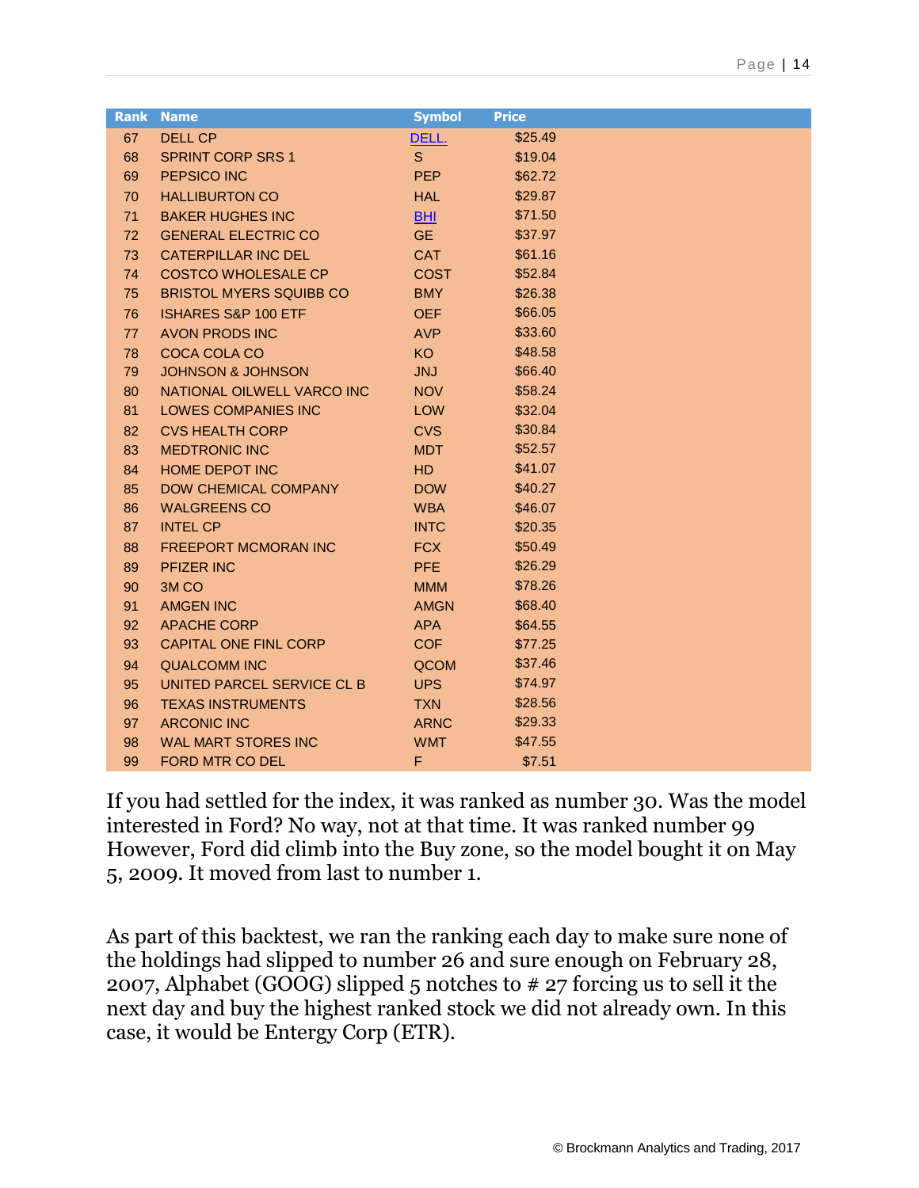| Rank | Name | Symbol | Price |
|---|---|---|---|
| 67 | DELL CP | DELL. | $25.49 |
| 68 | SPRINT CORP SRS 1 | S | $19.04 |
| 69 | PEPSICO INC | PEP | $62.72 |
| 70 | HALLIBURTON CO | HAL | $29.87 |
| 71 | BAKER HUGHES INC | BHI | $71.50 |
| 72 | GENERAL ELECTRIC CO | GE | $37.97 |
| 73 | CATERPILLAR INC DEL | CAT | $61.16 |
| 74 | COSTCO WHOLESALE CP | COST | $52.84 |
| 75 | BRISTOL MYERS SQUIBB CO | BMY | $26.38 |
| 76 | ISHARES S&P 100 ETF | OEF | $66.05 |
| 77 | AVON PRODS INC | AVP | $33.60 |
| 78 | COCA COLA CO | KO | $48.58 |
| 79 | JOHNSON & JOHNSON | JNJ | $66.40 |
| 80 | NATIONAL OILWELL VARCO INC | NOV | $58.24 |
| 81 | LOWES COMPANIES INC | LOW | $32.04 |
| 82 | CVS HEALTH CORP | CVS | $30.84 |
| 83 | MEDTRONIC INC | MDT | $52.57 |
| 84 | HOME DEPOT INC | HD | $41.07 |
| 85 | DOW CHEMICAL COMPANY | DOW | $40.27 |
| 86 | WALGREENS CO | WBA | $46.07 |
| 87 | INTEL CP | INTC | $20.35 |
| 88 | FREEPORT MCMORAN INC | FCX | $50.49 |
| 89 | PFIZER INC | PFE | $26.29 |
| 90 | 3M CO | MMM | $78.26 |
| 91 | AMGEN INC | AMGN | $68.40 |
| 92 | APACHE CORP | APA | $64.55 |
| 93 | CAPITAL ONE FINL CORP | COF | $77.25 |
| 94 | QUALCOMM INC | QCOM | $37.46 |
| 95 | UNITED PARCEL SERVICE CL B | UPS | $74.97 |
| 96 | TEXAS INSTRUMENTS | TXN | $28.56 |
| 97 | ARCONIC INC | ARNC | $29.33 |
| 98 | WAL MART STORES INC | WMT | $47.55 |
| 99 | FORD MTR CO DEL | F | $7.51 |

If you had settled for the index, it was ranked as number 30. Was the model interested in Ford? No way, not at that time. It was ranked number 99 However, Ford did climb into the Buy zone, so the model bought it on May 5, 2009. It moved from last to number 1.

As part of this backtest, we ran the ranking each day to make sure none of the holdings had slipped to number 26 and sure enough on February 28, 2007, Alphabet (GOOG) slipped 5 notches to # 27 forcing us to sell it the next day and buy the highest ranked stock we did not already own. In this case, it would be Entergy Corp (ETR).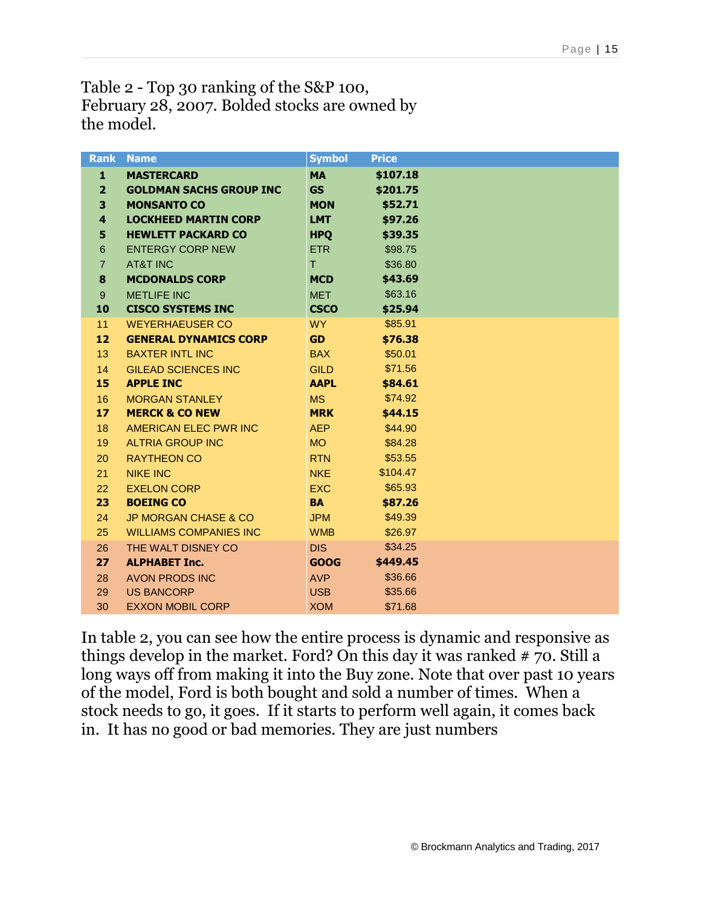Table 2 - Top 30 ranking of the S&P 100, February 28, 2007. Bolded stocks are owned by the model.

| Rank | Name | Symbol | Price |
|---|---|---|---|
| **1** | **MASTERCARD** | **MA** | **$107.18** |
| **2** | **GOLDMAN SACHS GROUP INC** | **GS** | **$201.75** |
| **3** | **MONSANTO CO** | **MON** | **$52.71** |
| **4** | **LOCKHEED MARTIN CORP** | **LMT** | **$97.26** |
| **5** | **HEWLETT PACKARD CO** | **HPQ** | **$39.35** |
| 6 | ENTERGY CORP NEW | ETR | $98.75 |
| 7 | AT&T INC | T | $36.80 |
| **8** | **MCDONALDS CORP** | **MCD** | **$43.69** |
| 9 | METLIFE INC | MET | $63.16 |
| **10** | **CISCO SYSTEMS INC** | **CSCO** | **$25.94** |
| 11 | WEYERHAEUSER CO | WY | $85.91 |
| **12** | **GENERAL DYNAMICS CORP** | **GD** | **$76.38** |
| 13 | BAXTER INTL INC | BAX | $50.01 |
| 14 | GILEAD SCIENCES INC | GILD | $71.56 |
| **15** | **APPLE INC** | **AAPL** | **$84.61** |
| 16 | MORGAN STANLEY | MS | $74.92 |
| **17** | **MERCK & CO NEW** | **MRK** | **$44.15** |
| 18 | AMERICAN ELEC PWR INC | AEP | $44.90 |
| 19 | ALTRIA GROUP INC | MO | $84.28 |
| 20 | RAYTHEON CO | RTN | $53.55 |
| 21 | NIKE INC | NKE | $104.47 |
| 22 | EXELON CORP | EXC | $65.93 |
| **23** | **BOEING CO** | **BA** | **$87.26** |
| 24 | JP MORGAN CHASE & CO | JPM | $49.39 |
| 25 | WILLIAMS COMPANIES INC | WMB | $26.97 |
| 26 | THE WALT DISNEY CO | DIS | $34.25 |
| **27** | **ALPHABET Inc.** | **GOOG** | **$449.45** |
| 28 | AVON PRODS INC | AVP | $36.66 |
| 29 | US BANCORP | USB | $35.66 |
| 30 | EXXON MOBIL CORP | XOM | $71.68 |

In table 2, you can see how the entire process is dynamic and responsive as things develop in the market. Ford? On this day it was ranked # 70. Still a long ways off from making it into the Buy zone. Note that over past 10 years of the model, Ford is both bought and sold a number of times. When a stock needs to go, it goes. If it starts to perform well again, it comes back in. It has no good or bad memories. They are just numbers

© Brockmann Analytics and Trading, 2017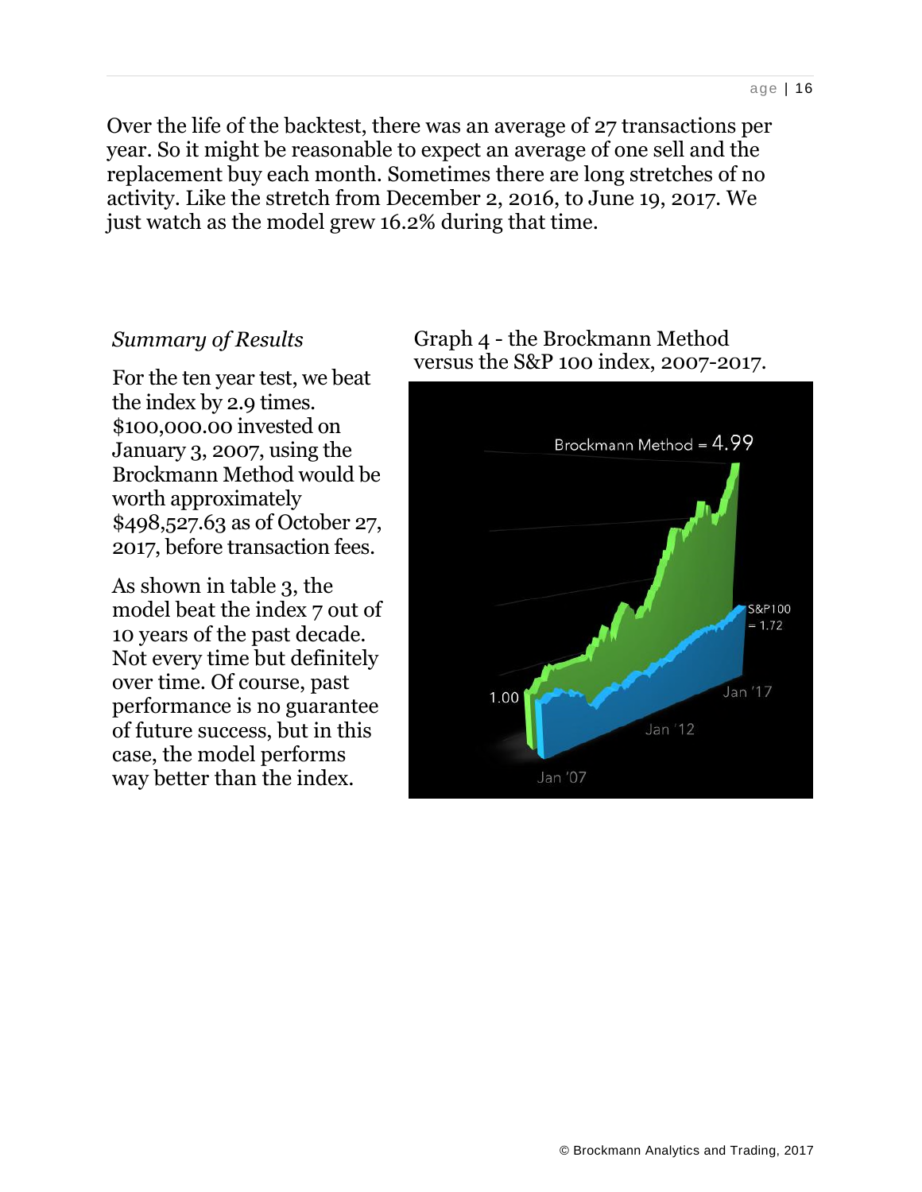Over the life of the backtest, there was an average of 27 transactions per year. So it might be reasonable to expect an average of one sell and the replacement buy each month. Sometimes there are long stretches of no activity. Like the stretch from December 2, 2016, to June 19, 2017. We just watch as the model grew 16.2% during that time.

*Summary of Results*

For the ten year test, we beat the index by 2.9 times. $100,000.00 invested on January 3, 2007, using the Brockmann Method would be worth approximately $498,527.63 as of October 27, 2017, before transaction fees.

As shown in table 3, the model beat the index 7 out of 10 years of the past decade. Not every time but definitely over time. Of course, past performance is no guarantee of future success, but in this case, the model performs way better than the index.

Graph 4 - the Brockmann Method versus the S&P 100 index, 2007-2017.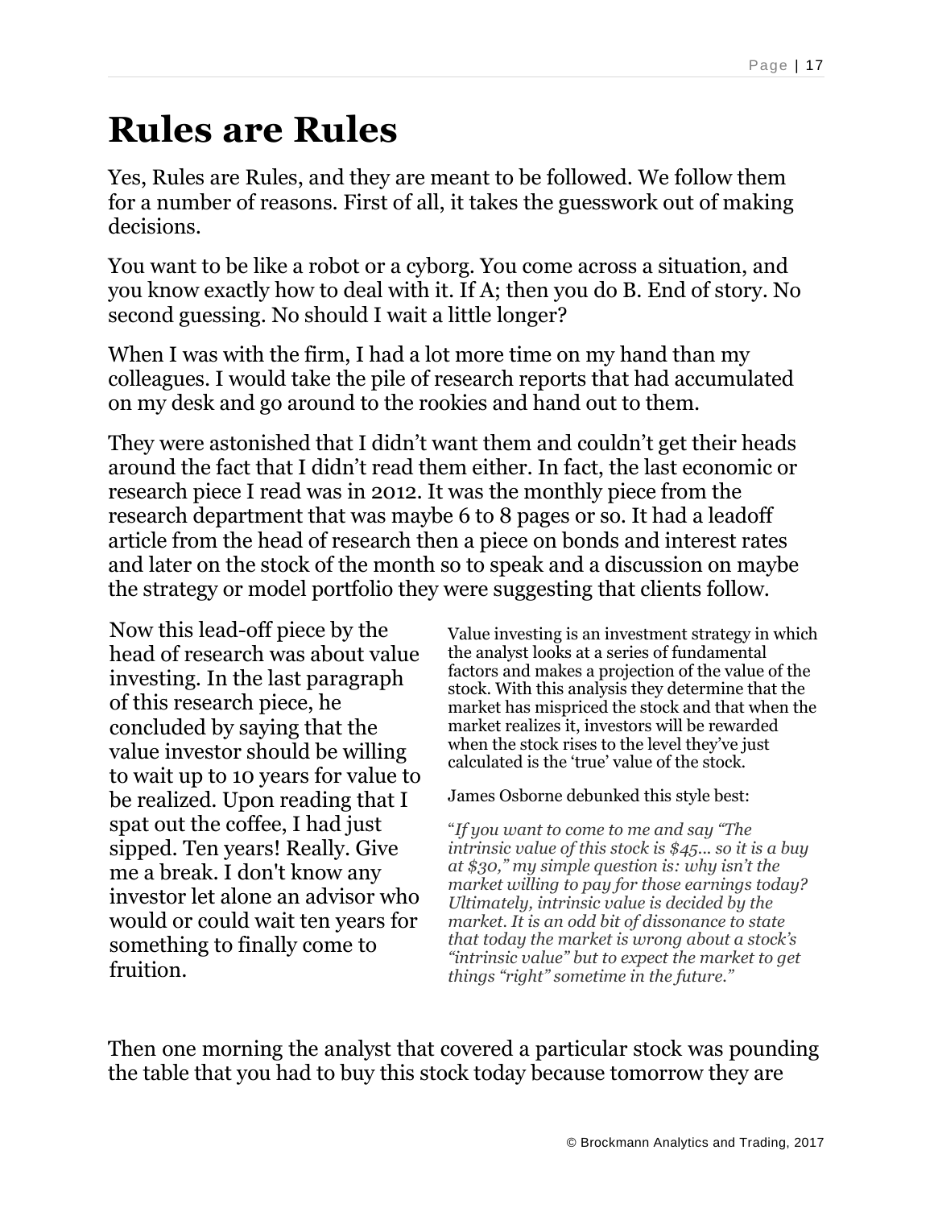# Rules are Rules

Yes, Rules are Rules, and they are meant to be followed. We follow them for a number of reasons. First of all, it takes the guesswork out of making decisions.

You want to be like a robot or a cyborg. You come across a situation, and you know exactly how to deal with it. If A; then you do B. End of story. No second guessing. No should I wait a little longer?

When I was with the firm, I had a lot more time on my hand than my colleagues. I would take the pile of research reports that had accumulated on my desk and go around to the rookies and hand out to them.

They were astonished that I didn't want them and couldn't get their heads around the fact that I didn't read them either. In fact, the last economic or research piece I read was in 2012. It was the monthly piece from the research department that was maybe 6 to 8 pages or so. It had a leadoff article from the head of research then a piece on bonds and interest rates and later on the stock of the month so to speak and a discussion on maybe the strategy or model portfolio they were suggesting that clients follow.

Now this lead-off piece by the head of research was about value investing. In the last paragraph of this research piece, he concluded by saying that the value investor should be willing to wait up to 10 years for value to be realized. Upon reading that I spat out the coffee, I had just sipped. Ten years! Really. Give me a break. I don't know any investor let alone an advisor who would or could wait ten years for something to finally come to fruition.

Value investing is an investment strategy in which the analyst looks at a series of fundamental factors and makes a projection of the value of the stock. With this analysis they determine that the market has mispriced the stock and that when the market realizes it, investors will be rewarded when the stock rises to the level they've just calculated is the 'true' value of the stock.

James Osborne debunked this style best:

"*If you want to come to me and say "The intrinsic value of this stock is $45… so it is a buy at $30," my simple question is: why isn't the market willing to pay for those earnings today? Ultimately, intrinsic value is decided by the market. It is an odd bit of dissonance to state that today the market is wrong about a stock's "intrinsic value" but to expect the market to get things "right" sometime in the future."*

Then one morning the analyst that covered a particular stock was pounding the table that you had to buy this stock today because tomorrow they are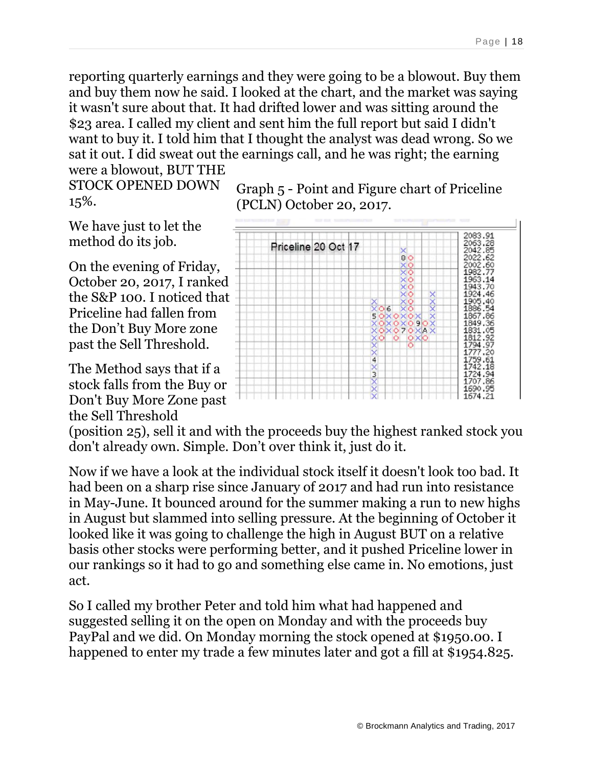reporting quarterly earnings and they were going to be a blowout. Buy them and buy them now he said. I looked at the chart, and the market was saying it wasn't sure about that. It had drifted lower and was sitting around the $23 area. I called my client and sent him the full report but said I didn't want to buy it. I told him that I thought the analyst was dead wrong. So we sat it out. I did sweat out the earnings call, and he was right; the earning were a blowout, BUT THE STOCK OPENED DOWN 15%.

We have just to let the method do its job.

On the evening of Friday, October 20, 2017, I ranked the S&P 100. I noticed that Priceline had fallen from the Don't Buy More zone past the Sell Threshold.

Graph 5 - Point and Figure chart of Priceline (PCLN) October 20, 2017.

The Method says that if a stock falls from the Buy or Don't Buy More Zone past the Sell Threshold (position 25), sell it and with the proceeds buy the highest ranked stock you don't already own. Simple. Don't over think it, just do it.

Now if we have a look at the individual stock itself it doesn't look too bad. It had been on a sharp rise since January of 2017 and had run into resistance in May-June. It bounced around for the summer making a run to new highs in August but slammed into selling pressure. At the beginning of October it looked like it was going to challenge the high in August BUT on a relative basis other stocks were performing better, and it pushed Priceline lower in our rankings so it had to go and something else came in. No emotions, just act.

So I called my brother Peter and told him what had happened and suggested selling it on the open on Monday and with the proceeds buy PayPal and we did. On Monday morning the stock opened at $1950.00. I happened to enter my trade a few minutes later and got a fill at $1954.825.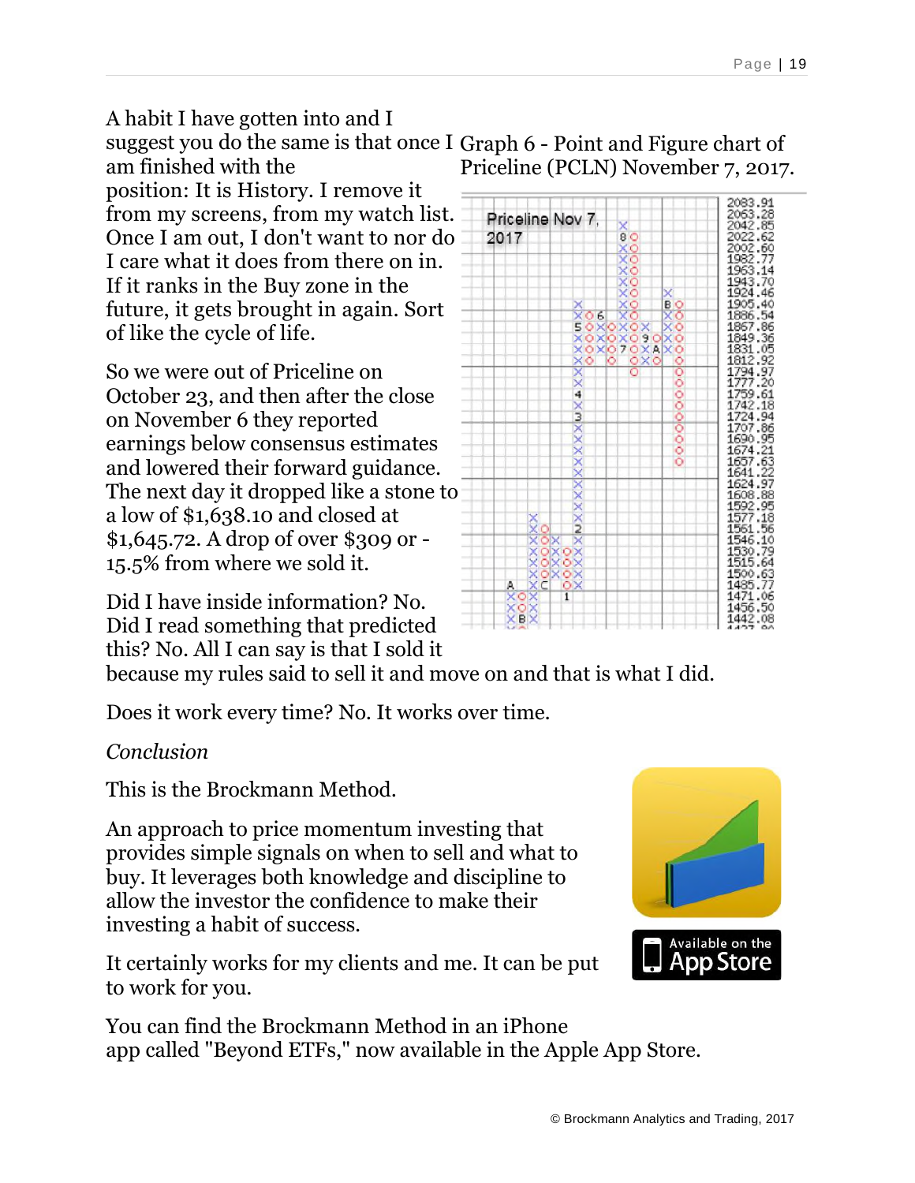A habit I have gotten into and I suggest you do the same is that once I am finished with the position: It is History. I remove it from my screens, from my watch list. Once I am out, I don't want to nor do I care what it does from there on in. If it ranks in the Buy zone in the future, it gets brought in again. Sort of like the cycle of life.

Graph 6 - Point and Figure chart of Priceline (PCLN) November 7, 2017.

Priceline Nov 7, 2017

2083.91
2063.28
2042.85
2022.62
2002.60
1982.77
1963.14
1943.70
1924.46
1905.40
1886.54
1867.86
1849.36
1831.05
1812.92
1794.97
1777.20
1759.61
1742.18
1724.94
1707.86
1690.95
1674.21
1657.63
1641.22
1624.97
1608.88
1592.95
1577.18
1561.56
1546.10
1530.79
1515.64
1500.63
1485.77
1471.06
1456.50
1442.08

So we were out of Priceline on October 23, and then after the close on November 6 they reported earnings below consensus estimates and lowered their forward guidance. The next day it dropped like a stone to a low of $1,638.10 and closed at $1,645.72. A drop of over $309 or -15.5% from where we sold it.

Did I have inside information? No. Did I read something that predicted this? No. All I can say is that I sold it because my rules said to sell it and move on and that is what I did.

Does it work every time? No. It works over time.

*Conclusion*

This is the Brockmann Method.

An approach to price momentum investing that provides simple signals on when to sell and what to buy. It leverages both knowledge and discipline to allow the investor the confidence to make their investing a habit of success.

It certainly works for my clients and me. It can be put to work for you.

Available on the App Store

You can find the Brockmann Method in an iPhone app called "Beyond ETFs," now available in the Apple App Store.

© Brockmann Analytics and Trading, 2017